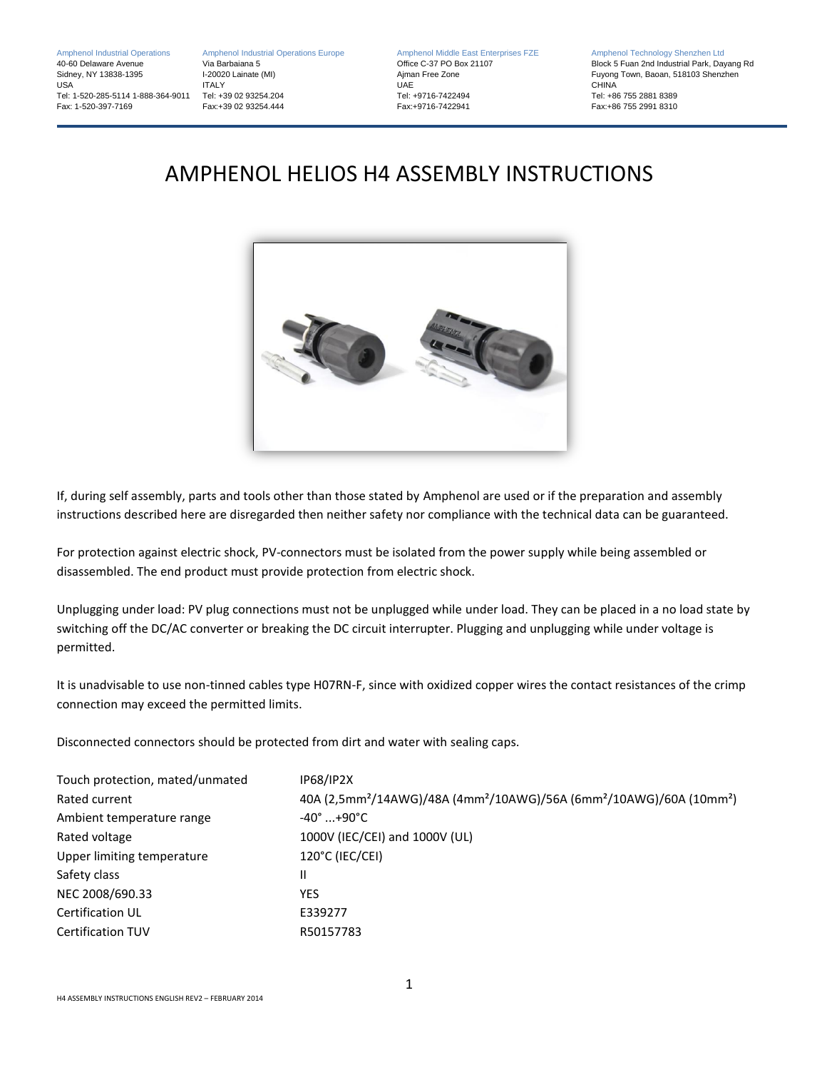Amphenol Industrial Operations
40-60 Delaware Avenue
Sidney, NY 13838-1395
USA
Tel: 1-520-285-5114 1-888-364-9011
Fax: 1-520-397-7169

Amphenol Industrial Operations Europe
Via Barbaiana 5
I-20020 Lainate (MI)
ITALY
Tel: +39 02 93254.204
Fax:+39 02 93254.444

Amphenol Middle East Enterprises FZE
Office C-37 PO Box 21107
Ajman Free Zone
UAE
Tel: +9716-7422494
Fax:+9716-7422941

Amphenol Technology Shenzhen Ltd
Block 5 Fuan 2nd Industrial Park, Dayang Rd
Fuyong Town, Baoan, 518103 Shenzhen
CHINA
Tel: +86 755 2881 8389
Fax:+86 755 2991 8310

# AMPHENOL HELIOS H4 ASSEMBLY INSTRUCTIONS

If, during self assembly, parts and tools other than those stated by Amphenol are used or if the preparation and assembly instructions described here are disregarded then neither safety nor compliance with the technical data can be guaranteed.

For protection against electric shock, PV-connectors must be isolated from the power supply while being assembled or disassembled. The end product must provide protection from electric shock.

Unplugging under load: PV plug connections must not be unplugged while under load. They can be placed in a no load state by switching off the DC/AC converter or breaking the DC circuit interrupter. Plugging and unplugging while under voltage is permitted.

It is unadvisable to use non-tinned cables type H07RN-F, since with oxidized copper wires the contact resistances of the crimp connection may exceed the permitted limits.

Disconnected connectors should be protected from dirt and water with sealing caps.

| | |
|---|---|
| Touch protection, mated/unmated | IP68/IP2X |
| Rated current | 40A (2,5mm²/14AWG)/48A (4mm²/10AWG)/56A (6mm²/10AWG)/60A (10mm²) |
| Ambient temperature range | -40° ...+90°C |
| Rated voltage | 1000V (IEC/CEI) and 1000V (UL) |
| Upper limiting temperature | 120°C (IEC/CEI) |
| Safety class | II |
| NEC 2008/690.33 | YES |
| Certification UL | E339277 |
| Certification TUV | R50157783 |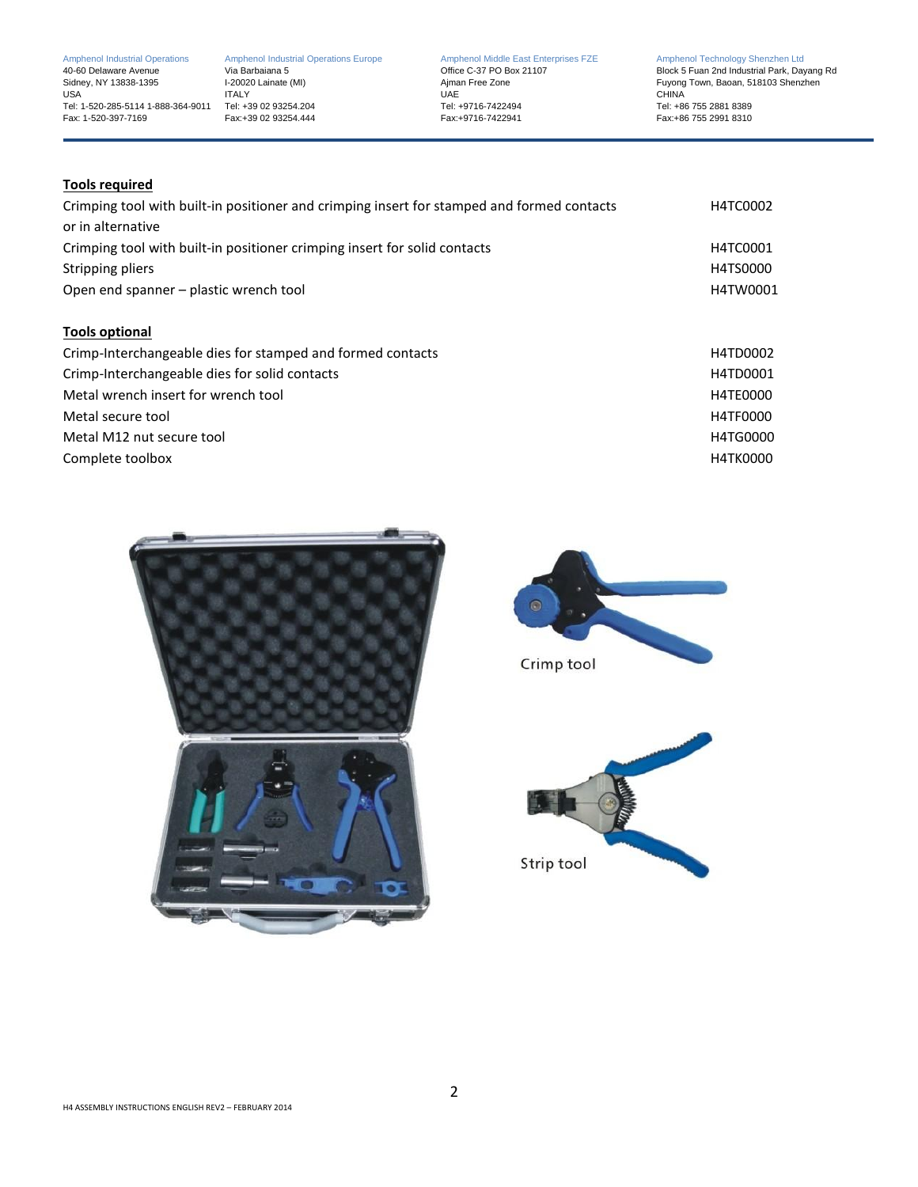**Tools required**

| | |
|---|---|
| Crimping tool with built-in positioner and crimping insert for stamped and formed contacts | H4TC0002 |
| or in alternative | |
| Crimping tool with built-in positioner crimping insert for solid contacts | H4TC0001 |
| Stripping pliers | H4TS0000 |
| Open end spanner – plastic wrench tool | H4TW0001 |

**Tools optional**

| | |
|---|---|
| Crimp-Interchangeable dies for stamped and formed contacts | H4TD0002 |
| Crimp-Interchangeable dies for solid contacts | H4TD0001 |
| Metal wrench insert for wrench tool | H4TE0000 |
| Metal secure tool | H4TF0000 |
| Metal M12 nut secure tool | H4TG0000 |
| Complete toolbox | H4TK0000 |

Crimp tool

Strip tool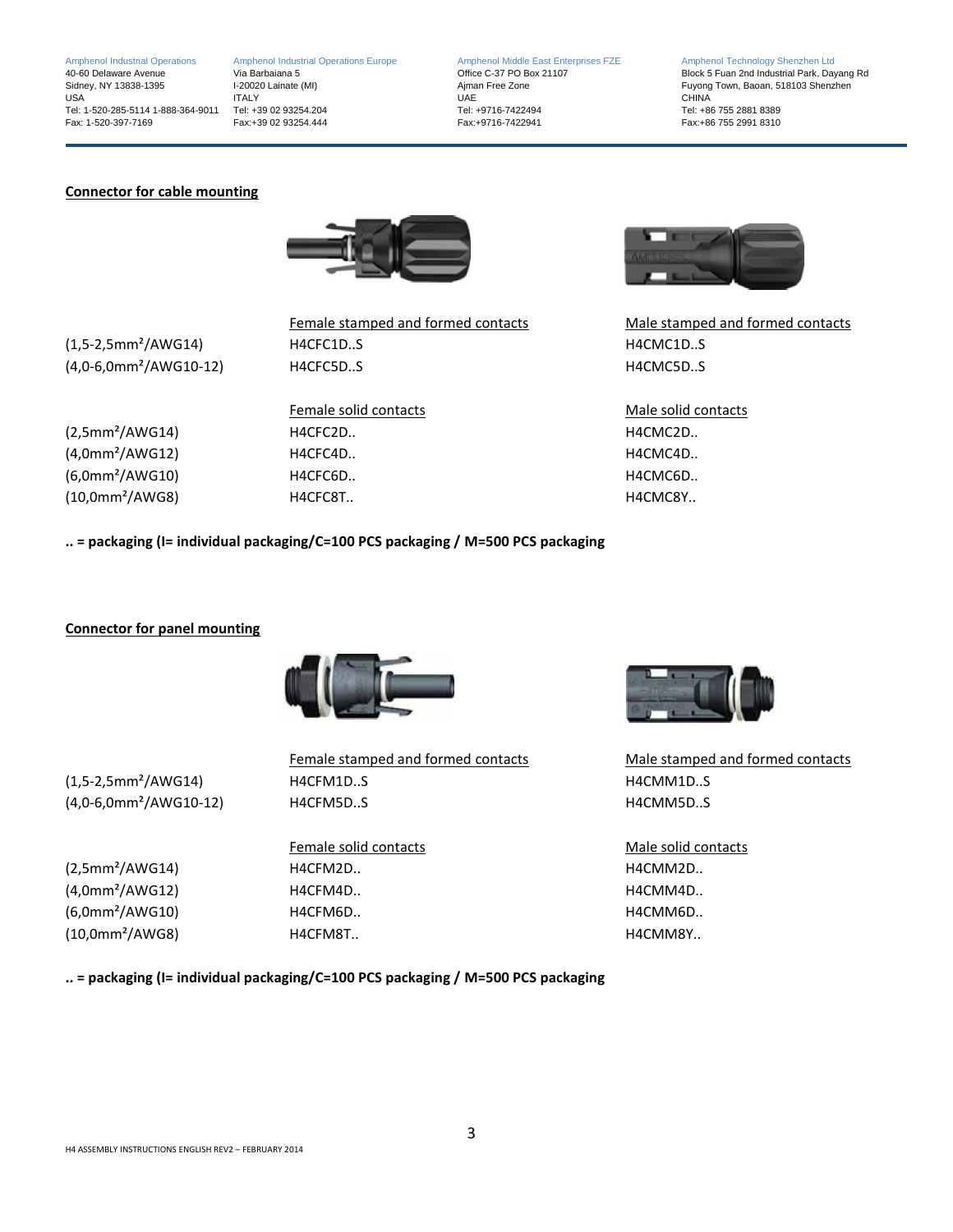**Connector for cable mounting**

| | Female stamped and formed contacts | Male stamped and formed contacts |
|---|---|---|
| (1,5-2,5mm²/AWG14) | H4CFC1D..S | H4CMC1D..S |
| (4,0-6,0mm²/AWG10-12) | H4CFC5D..S | H4CMC5D..S |

| | Female solid contacts | Male solid contacts |
|---|---|---|
| (2,5mm²/AWG14) | H4CFC2D.. | H4CMC2D.. |
| (4,0mm²/AWG12) | H4CFC4D.. | H4CMC4D.. |
| (6,0mm²/AWG10) | H4CFC6D.. | H4CMC6D.. |
| (10,0mm²/AWG8) | H4CFC8T.. | H4CMC8Y.. |

**.. = packaging (I= individual packaging/C=100 PCS packaging / M=500 PCS packaging**

**Connector for panel mounting**

| | Female stamped and formed contacts | Male stamped and formed contacts |
|---|---|---|
| (1,5-2,5mm²/AWG14) | H4CFM1D..S | H4CMM1D..S |
| (4,0-6,0mm²/AWG10-12) | H4CFM5D..S | H4CMM5D..S |

| | Female solid contacts | Male solid contacts |
|---|---|---|
| (2,5mm²/AWG14) | H4CFM2D.. | H4CMM2D.. |
| (4,0mm²/AWG12) | H4CFM4D.. | H4CMM4D.. |
| (6,0mm²/AWG10) | H4CFM6D.. | H4CMM6D.. |
| (10,0mm²/AWG8) | H4CFM8T.. | H4CMM8Y.. |

**.. = packaging (I= individual packaging/C=100 PCS packaging / M=500 PCS packaging**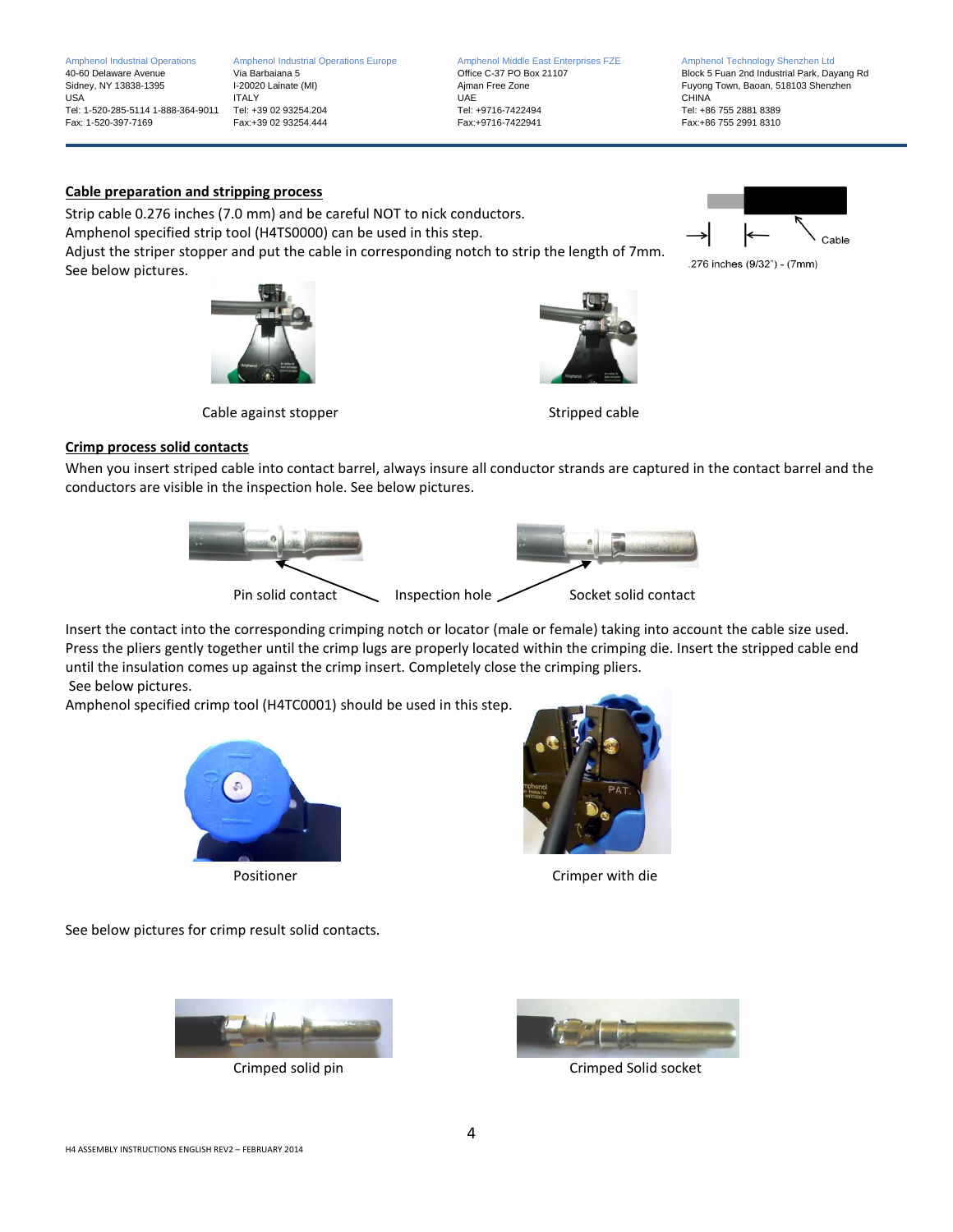## Cable preparation and stripping process

Strip cable 0.276 inches (7.0 mm) and be careful NOT to nick conductors.
Amphenol specified strip tool (H4TS0000) can be used in this step.
Adjust the striper stopper and put the cable in corresponding notch to strip the length of 7mm.
See below pictures.

Cable

.276 inches (9/32") - (7mm)

Cable against stopper

Stripped cable

## Crimp process solid contacts

When you insert striped cable into contact barrel, always insure all conductor strands are captured in the contact barrel and the conductors are visible in the inspection hole. See below pictures.

Pin solid contact

Inspection hole

Socket solid contact

Insert the contact into the corresponding crimping notch or locator (male or female) taking into account the cable size used. Press the pliers gently together until the crimp lugs are properly located within the crimping die. Insert the stripped cable end until the insulation comes up against the crimp insert. Completely close the crimping pliers.
See below pictures.
Amphenol specified crimp tool (H4TC0001) should be used in this step.

Positioner

Crimper with die

See below pictures for crimp result solid contacts.

Crimped solid pin

Crimped Solid socket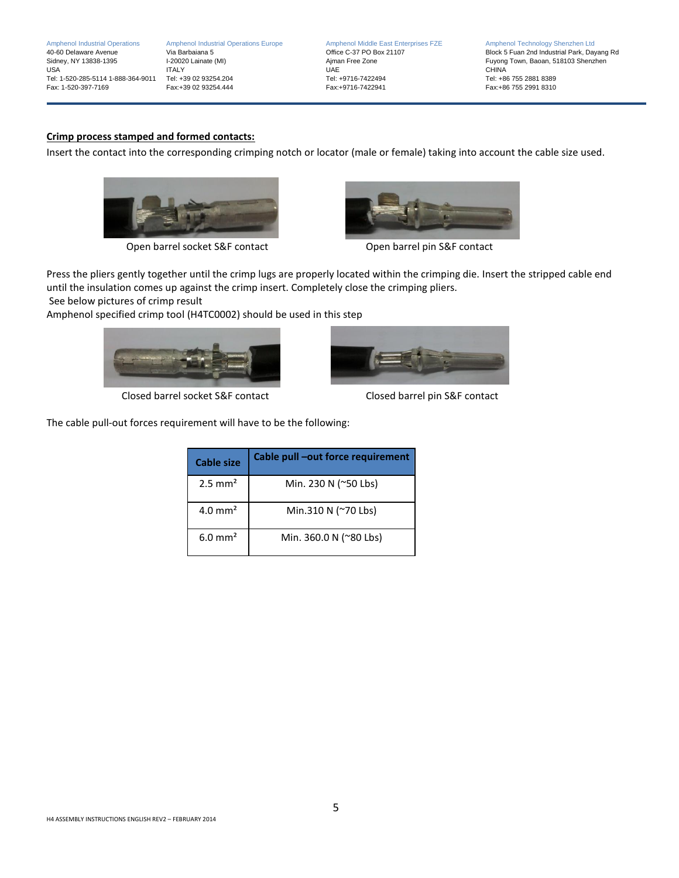**Crimp process stamped and formed contacts:**

Insert the contact into the corresponding crimping notch or locator (male or female) taking into account the cable size used.

Open barrel socket S&F contact

Open barrel pin S&F contact

Press the pliers gently together until the crimp lugs are properly located within the crimping die. Insert the stripped cable end until the insulation comes up against the crimp insert. Completely close the crimping pliers.
See below pictures of crimp result
Amphenol specified crimp tool (H4TC0002) should be used in this step

Closed barrel socket S&F contact

Closed barrel pin S&F contact

The cable pull-out forces requirement will have to be the following:

| Cable size | Cable pull –out force requirement |
| --- | --- |
| 2.5 mm² | Min. 230 N (~50 Lbs) |
| 4.0 mm² | Min.310 N (~70 Lbs) |
| 6.0 mm² | Min. 360.0 N (~80 Lbs) |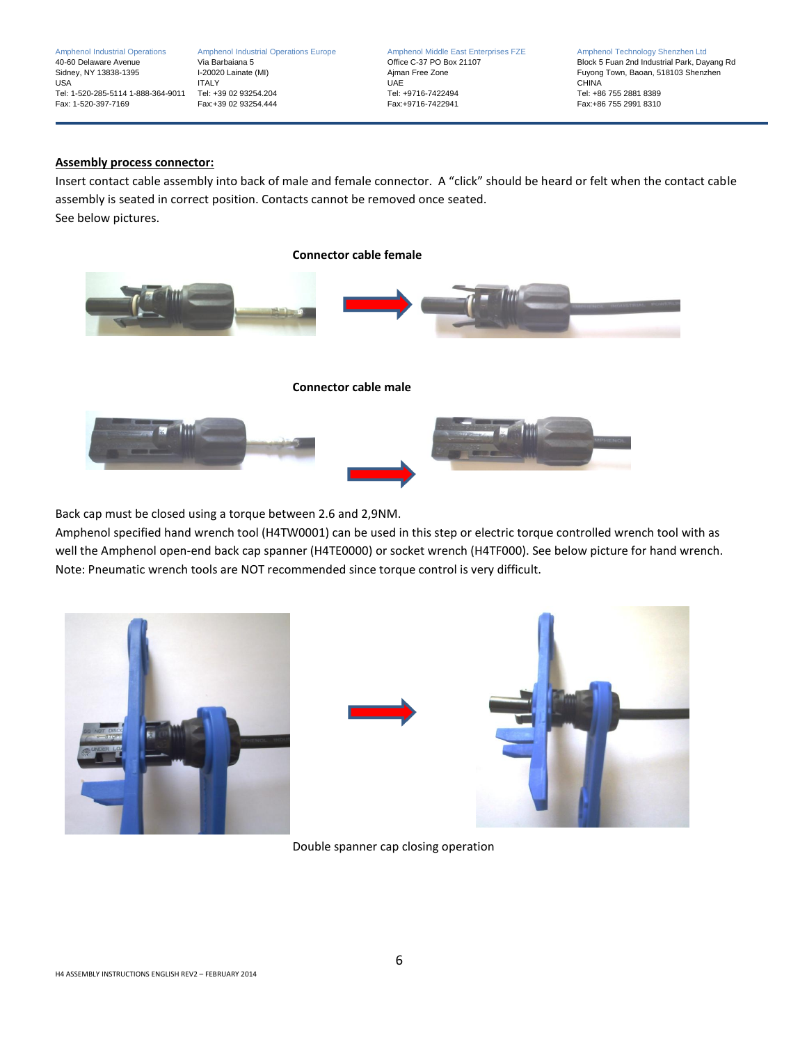**Assembly process connector:**

Insert contact cable assembly into back of male and female connector. A "click" should be heard or felt when the contact cable assembly is seated in correct position. Contacts cannot be removed once seated.

See below pictures.

**Connector cable female**

**Connector cable male**

Back cap must be closed using a torque between 2.6 and 2,9NM.

Amphenol specified hand wrench tool (H4TW0001) can be used in this step or electric torque controlled wrench tool with as well the Amphenol open-end back cap spanner (H4TE0000) or socket wrench (H4TF000). See below picture for hand wrench.

Note: Pneumatic wrench tools are NOT recommended since torque control is very difficult.

Double spanner cap closing operation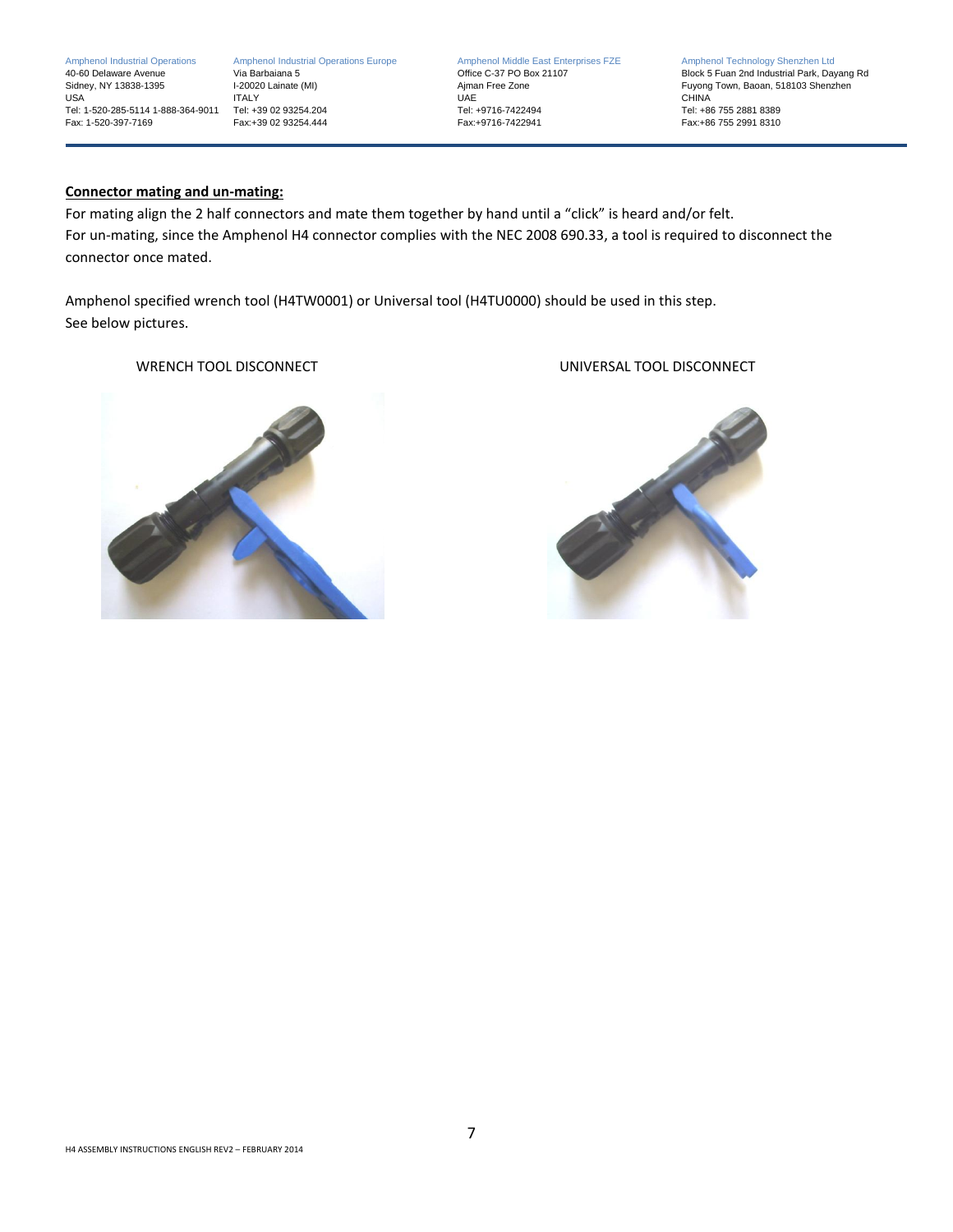**Connector mating and un-mating:**

For mating align the 2 half connectors and mate them together by hand until a "click" is heard and/or felt.
For un-mating, since the Amphenol H4 connector complies with the NEC 2008 690.33, a tool is required to disconnect the connector once mated.

Amphenol specified wrench tool (H4TW0001) or Universal tool (H4TU0000) should be used in this step.
See below pictures.

WRENCH TOOL DISCONNECT

UNIVERSAL TOOL DISCONNECT